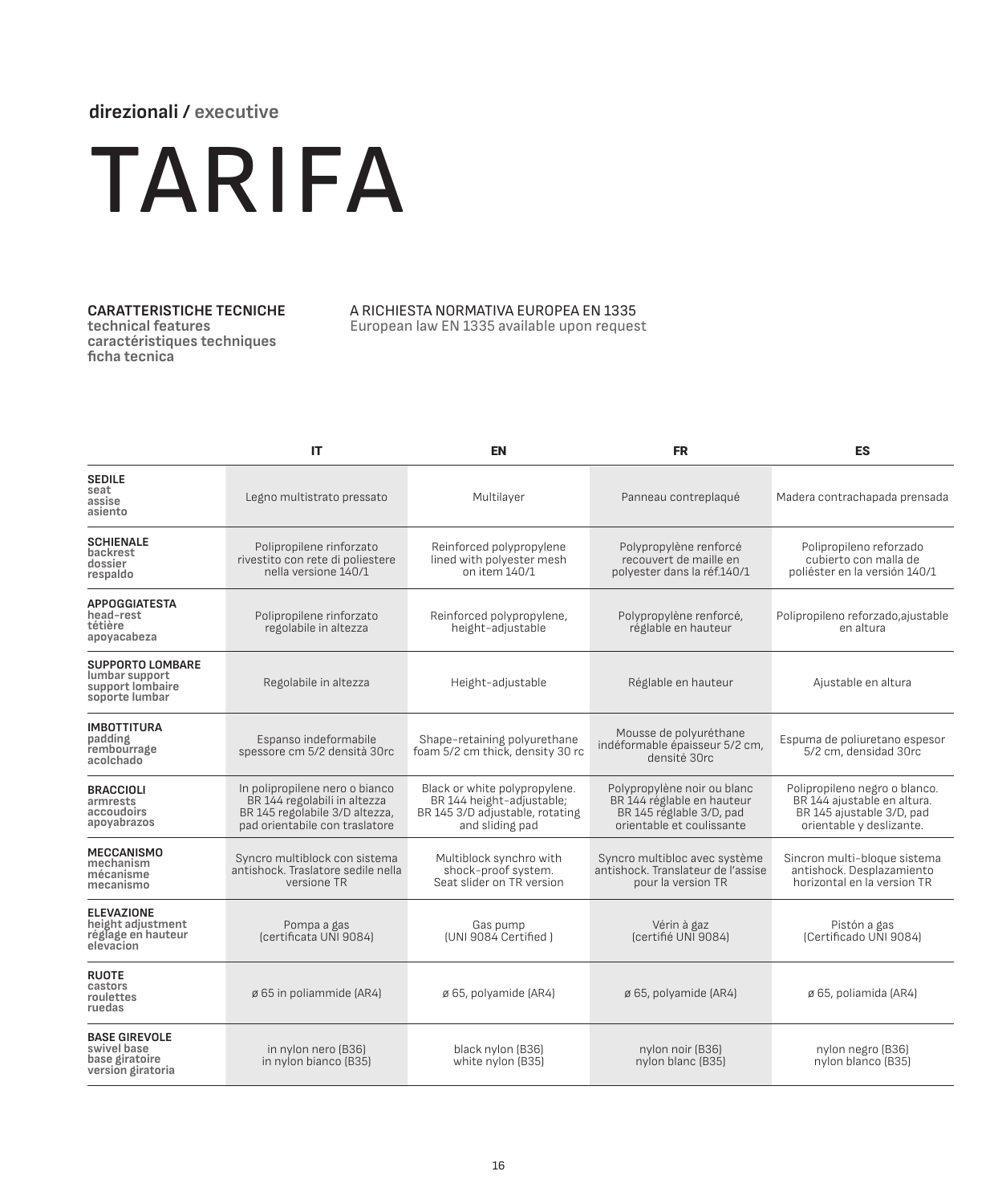**direzionali / executive**

# TARIFA

**CARATTERISTICHE TECNICHE**
**technical features**
**caractéristiques techniques**
**ficha tecnica**

A RICHIESTA NORMATIVA EUROPEA EN 1335
European law EN 1335 available upon request

| | IT | EN | FR | ES |
|---|---|---|---|---|
| **SEDILE** seat assise asiento | Legno multistrato pressato | Multilayer | Panneau contreplaqué | Madera contrachapada prensada |
| **SCHIENALE** backrest dossier respaldo | Polipropilene rinforzato rivestito con rete di poliestere nella versione 140/1 | Reinforced polypropylene lined with polyester mesh on item 140/1 | Polypropylène renforcé recouvert de maille en polyester dans la réf.140/1 | Polipropileno reforzado cubierto con malla de poliéster en la versión 140/1 |
| **APPOGGIATESTA** head-rest têtière apoyacabeza | Polipropilene rinforzato regolabile in altezza | Reinforced polypropylene, height-adjustable | Polypropylène renforcé, réglable en hauteur | Polipropileno reforzado,ajustable en altura |
| **SUPPORTO LOMBARE** lumbar support support lombaire soporte lumbar | Regolabile in altezza | Height-adjustable | Réglable en hauteur | Ajustable en altura |
| **IMBOTTITURA** padding rembourrage acolchado | Espanso indeformabile spessore cm 5/2 densità 30rc | Shape-retaining polyurethane foam 5/2 cm thick, density 30 rc | Mousse de polyuréthane indéformable épaisseur 5/2 cm, densité 30rc | Espuma de poliuretano espesor 5/2 cm, densidad 30rc |
| **BRACCIOLI** armrests accoudoirs apoyabrazos | In polipropilene nero o bianco BR 144 regolabili in altezza BR 145 regolabile 3/D altezza, pad orientabile con traslatore | Black or white polypropylene. BR 144 height-adjustable; BR 145 3/D adjustable, rotating and sliding pad | Polypropylène noir ou blanc BR 144 réglable en hauteur BR 145 réglable 3/D, pad orientable et coulissante | Polipropileno negro o blanco. BR 144 ajustable en altura. BR 145 ajustable 3/D, pad orientable y deslizante. |
| **MECCANISMO** mechanism mécanisme mecanismo | Syncro multiblock con sistema antishock. Traslatore sedile nella versione TR | Multiblock synchro with shock-proof system. Seat slider on TR version | Syncro multibloc avec système antishock. Translateur de l'assise pour la version TR | Sincron multi-bloque sistema antishock. Desplazamiento horizontal en la version TR |
| **ELEVAZIONE** height adjustment réglage en hauteur elevacion | Pompa a gas (certificata UNI 9084) | Gas pump (UNI 9084 Certified ) | Vérin à gaz (certifié UNI 9084) | Pistón a gas (Certificado UNI 9084) |
| **RUOTE** castors roulettes ruedas | ø 65 in poliammide (AR4) | ø 65, polyamide (AR4) | ø 65, polyamide (AR4) | ø 65, poliamida (AR4) |
| **BASE GIREVOLE** swivel base base giratoire version giratoria | in nylon nero (B36) in nylon bianco (B35) | black nylon (B36) white nylon (B35) | nylon noir (B36) nylon blanc (B35) | nylon negro (B36) nylon blanco (B35) |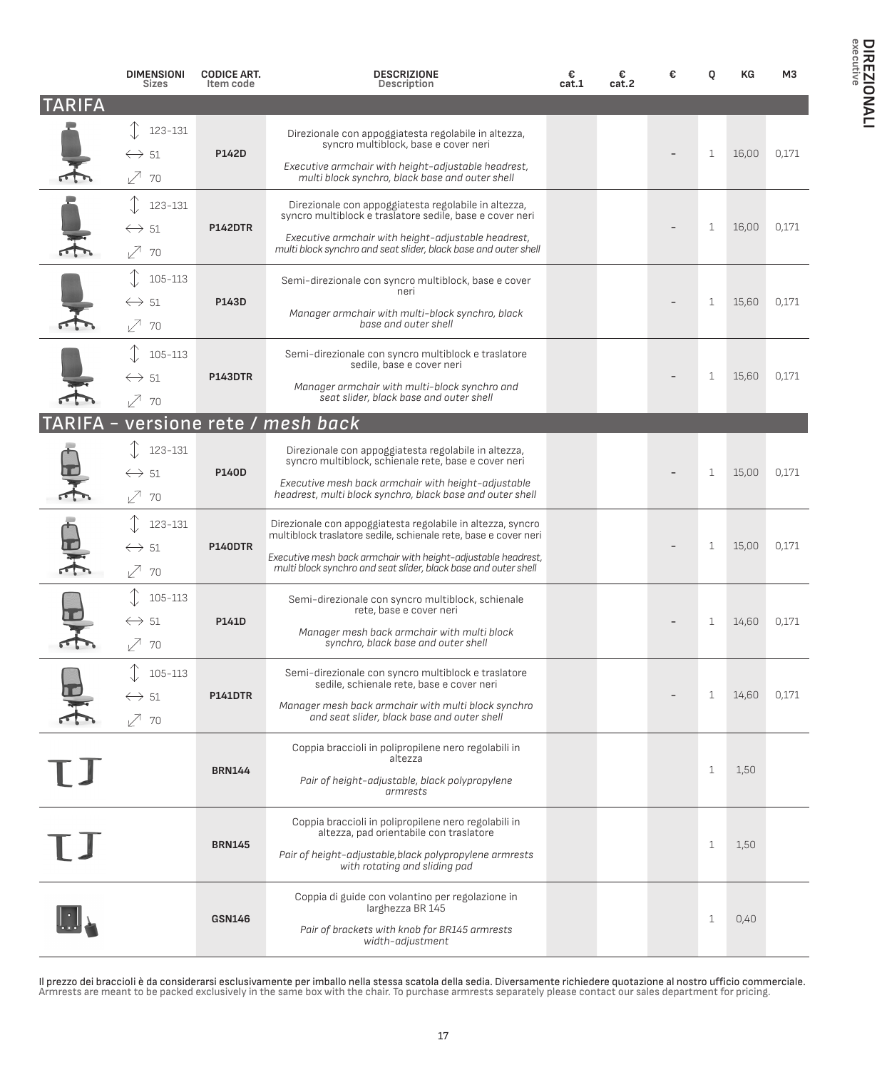| DIMENSIONI Sizes | CODICE ART. Item code | DESCRIZIONE Description | € cat.1 | € cat.2 | € | Q | KG | M3 |
|---|---|---|---|---|---|---|---|---|
| **TARIFA** | | | | | | | | |
| ↕ 123-131 ↔ 51 ↗ 70 | **P142D** | Direzionale con appoggiatesta regolabile in altezza, syncro multiblock, base e cover neri *Executive armchair with height-adjustable headrest, multi block synchro, black base and outer shell* | | | - | 1 | 16,00 | 0,171 |
| ↕ 123-131 ↔ 51 ↗ 70 | **P142DTR** | Direzionale con appoggiatesta regolabile in altezza, syncro multiblock e traslatore sedile, base e cover neri *Executive armchair with height-adjustable headrest, multi block synchro and seat slider, black base and outer shell* | | | - | 1 | 16,00 | 0,171 |
| ↕ 105-113 ↔ 51 ↗ 70 | **P143D** | Semi-direzionale con syncro multiblock, base e cover neri *Manager armchair with multi-block synchro, black base and outer shell* | | | - | 1 | 15,60 | 0,171 |
| ↕ 105-113 ↔ 51 ↗ 70 | **P143DTR** | Semi-direzionale con syncro multiblock e traslatore sedile, base e cover neri *Manager armchair with multi-block synchro and seat slider, black base and outer shell* | | | - | 1 | 15,60 | 0,171 |
| **TARIFA - versione rete / *mesh back*** | | | | | | | | |
| ↕ 123-131 ↔ 51 ↗ 70 | **P140D** | Direzionale con appoggiatesta regolabile in altezza, syncro multiblock, schienale rete, base e cover neri *Executive mesh back armchair with height-adjustable headrest, multi block synchro, black base and outer shell* | | | - | 1 | 15,00 | 0,171 |
| ↕ 123-131 ↔ 51 ↗ 70 | **P140DTR** | Direzionale con appoggiatesta regolabile in altezza, syncro multiblock traslatore sedile, schienale rete, base e cover neri *Executive mesh back armchair with height-adjustable headrest, multi block synchro and seat slider, black base and outer shell* | | | - | 1 | 15,00 | 0,171 |
| ↕ 105-113 ↔ 51 ↗ 70 | **P141D** | Semi-direzionale con syncro multiblock, schienale rete, base e cover neri *Manager mesh back armchair with multi block synchro, black base and outer shell* | | | - | 1 | 14,60 | 0,171 |
| ↕ 105-113 ↔ 51 ↗ 70 | **P141DTR** | Semi-direzionale con syncro multiblock e traslatore sedile, schienale rete, base e cover neri *Manager mesh back armchair with multi block synchro and seat slider, black base and outer shell* | | | - | 1 | 14,60 | 0,171 |
| | **BRN144** | Coppia braccioli in polipropilene nero regolabili in altezza *Pair of height-adjustable, black polypropylene armrests* | | | | 1 | 1,50 | |
| | **BRN145** | Coppia braccioli in polipropilene nero regolabili in altezza, pad orientabile con traslatore *Pair of height-adjustable,black polypropylene armrests with rotating and sliding pad* | | | | 1 | 1,50 | |
| | **GSN146** | Coppia di guide con volantino per regolazione in larghezza BR 145 *Pair of brackets with knob for BR145 armrests width-adjustment* | | | | 1 | 0,40 | |

Il prezzo dei braccioli è da considerarsi esclusivamente per imballo nella stessa scatola della sedia. Diversamente richiedere quotazione al nostro ufficio commerciale.
Armrests are meant to be packed exclusively in the same box with the chair. To purchase armrests separately please contact our sales department for pricing.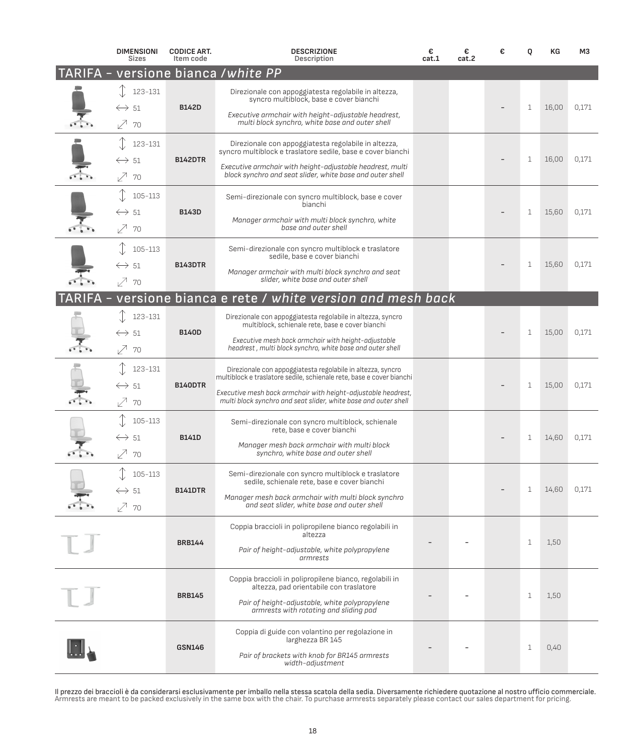| | DIMENSIONI Sizes | CODICE ART. Item code | DESCRIZIONE Description | € cat.1 | € cat.2 | € | Q | KG | M3 |
|---|---|---|---|---|---|---|---|---|---|
| **TARIFA - versione bianca /*white PP*** | | | | | | | | | |
| | ↕ 123-131 ↔ 51 ↗ 70 | **B142D** | Direzionale con appoggiatesta regolabile in altezza, syncro multiblock, base e cover bianchi *Executive armchair with height-adjustable headrest, multi block synchro, white base and outer shell* | | | - | 1 | 16,00 | 0,171 |
| | ↕ 123-131 ↔ 51 ↗ 70 | **B142DTR** | Direzionale con appoggiatesta regolabile in altezza, syncro multiblock e traslatore sedile, base e cover bianchi *Executive armchair with height-adjustable headrest, multi block synchro and seat slider, white base and outer shell* | | | - | 1 | 16,00 | 0,171 |
| | ↕ 105-113 ↔ 51 ↗ 70 | **B143D** | Semi-direzionale con syncro multiblock, base e cover bianchi *Manager armchair with multi block synchro, white base and outer shell* | | | - | 1 | 15,60 | 0,171 |
| | ↕ 105-113 ↔ 51 ↗ 70 | **B143DTR** | Semi-direzionale con syncro multiblock e traslatore sedile, base e cover bianchi *Manager armchair with multi block synchro and seat slider, white base and outer shell* | | | - | 1 | 15,60 | 0,171 |
| **TARIFA - versione bianca e rete / *white version and mesh back*** | | | | | | | | | |
| | ↕ 123-131 ↔ 51 ↗ 70 | **B140D** | Direzionale con appoggiatesta regolabile in altezza, syncro multiblock, schienale rete, base e cover bianchi *Executive mesh back armchair with height-adjustable headrest , multi block synchro, white base and outer shell* | | | - | 1 | 15,00 | 0,171 |
| | ↕ 123-131 ↔ 51 ↗ 70 | **B140DTR** | Direzionale con appoggiatesta regolabile in altezza, syncro multiblock e traslatore sedile, schienale rete, base e cover bianchi *Executive mesh back armchair with height-adjustable headrest, multi block synchro and seat slider, white base and outer shell* | | | - | 1 | 15,00 | 0,171 |
| | ↕ 105-113 ↔ 51 ↗ 70 | **B141D** | Semi-direzionale con syncro multiblock, schienale rete, base e cover bianchi *Manager mesh back armchair with multi block synchro, white base and outer shell* | | | - | 1 | 14,60 | 0,171 |
| | ↕ 105-113 ↔ 51 ↗ 70 | **B141DTR** | Semi-direzionale con syncro multiblock e traslatore sedile, schienale rete, base e cover bianchi *Manager mesh back armchair with multi block synchro and seat slider, white base and outer shell* | | | - | 1 | 14,60 | 0,171 |
| | | **BRB144** | Coppia braccioli in polipropilene bianco regolabili in altezza *Pair of height-adjustable, white polypropylene armrests* | - | - | | 1 | 1,50 | |
| | | **BRB145** | Coppia braccioli in polipropilene bianco, regolabili in altezza, pad orientabile con traslatore *Pair of height-adjustable, white polypropylene armrests with rotating and sliding pad* | - | - | | 1 | 1,50 | |
| | | **GSN146** | Coppia di guide con volantino per regolazione in larghezza BR 145 *Pair of brackets with knob for BR145 armrests width-adjustment* | - | - | | 1 | 0,40 | |

Il prezzo dei braccioli è da considerarsi esclusivamente per imballo nella stessa scatola della sedia. Diversamente richiedere quotazione al nostro ufficio commerciale.
Armrests are meant to be packed exclusively in the same box with the chair. To purchase armrests separately please contact our sales department for pricing.